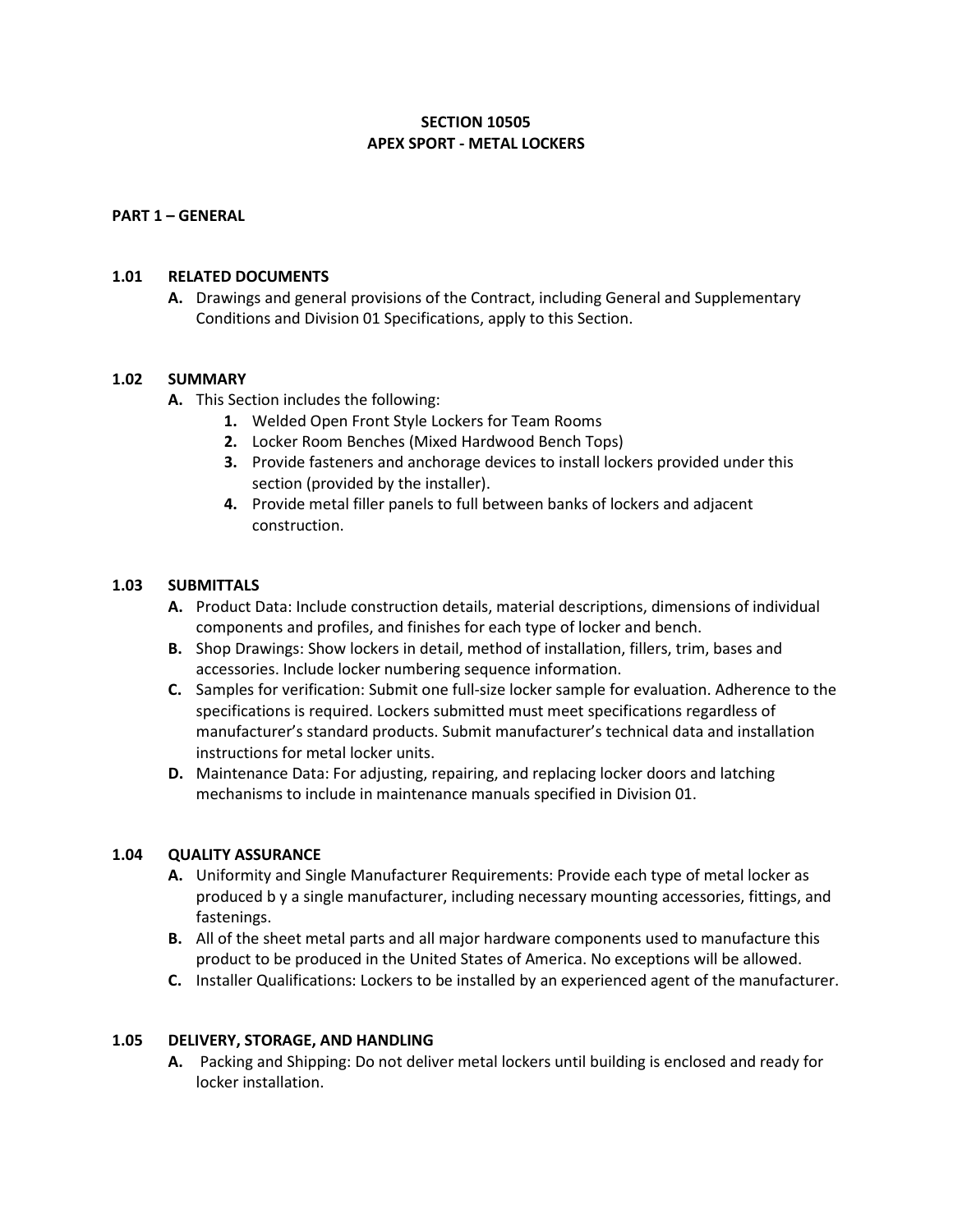# SECTION 10505
# APEX SPORT - METAL LOCKERS

## PART 1 – GENERAL

### 1.01 RELATED DOCUMENTS

**A.** Drawings and general provisions of the Contract, including General and Supplementary Conditions and Division 01 Specifications, apply to this Section.

### 1.02 SUMMARY

**A.** This Section includes the following:

1. Welded Open Front Style Lockers for Team Rooms
2. Locker Room Benches (Mixed Hardwood Bench Tops)
3. Provide fasteners and anchorage devices to install lockers provided under this section (provided by the installer).
4. Provide metal filler panels to full between banks of lockers and adjacent construction.

### 1.03 SUBMITTALS

**A.** Product Data: Include construction details, material descriptions, dimensions of individual components and profiles, and finishes for each type of locker and bench.

**B.** Shop Drawings: Show lockers in detail, method of installation, fillers, trim, bases and accessories. Include locker numbering sequence information.

**C.** Samples for verification: Submit one full-size locker sample for evaluation. Adherence to the specifications is required. Lockers submitted must meet specifications regardless of manufacturer's standard products. Submit manufacturer's technical data and installation instructions for metal locker units.

**D.** Maintenance Data: For adjusting, repairing, and replacing locker doors and latching mechanisms to include in maintenance manuals specified in Division 01.

### 1.04 QUALITY ASSURANCE

**A.** Uniformity and Single Manufacturer Requirements: Provide each type of metal locker as produced b y a single manufacturer, including necessary mounting accessories, fittings, and fastenings.

**B.** All of the sheet metal parts and all major hardware components used to manufacture this product to be produced in the United States of America. No exceptions will be allowed.

**C.** Installer Qualifications: Lockers to be installed by an experienced agent of the manufacturer.

### 1.05 DELIVERY, STORAGE, AND HANDLING

**A.** Packing and Shipping: Do not deliver metal lockers until building is enclosed and ready for locker installation.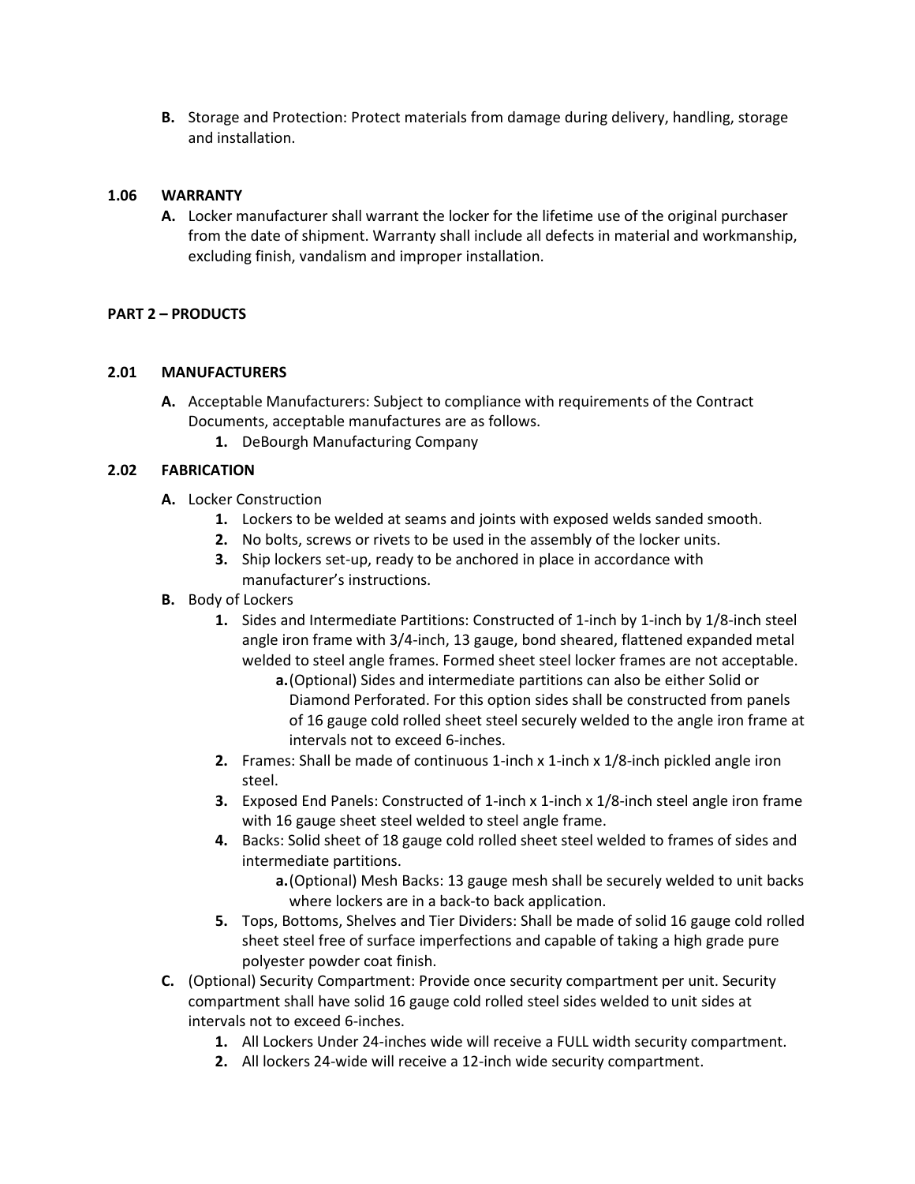**B.** Storage and Protection: Protect materials from damage during delivery, handling, storage and installation.

### 1.06 WARRANTY

**A.** Locker manufacturer shall warrant the locker for the lifetime use of the original purchaser from the date of shipment. Warranty shall include all defects in material and workmanship, excluding finish, vandalism and improper installation.

## PART 2 – PRODUCTS

### 2.01 MANUFACTURERS

**A.** Acceptable Manufacturers: Subject to compliance with requirements of the Contract Documents, acceptable manufactures are as follows.

1. DeBourgh Manufacturing Company

### 2.02 FABRICATION

**A.** Locker Construction

1. Lockers to be welded at seams and joints with exposed welds sanded smooth.
2. No bolts, screws or rivets to be used in the assembly of the locker units.
3. Ship lockers set-up, ready to be anchored in place in accordance with manufacturer's instructions.

**B.** Body of Lockers

1. Sides and Intermediate Partitions: Constructed of 1-inch by 1-inch by 1/8-inch steel angle iron frame with 3/4-inch, 13 gauge, bond sheared, flattened expanded metal welded to steel angle frames. Formed sheet steel locker frames are not acceptable.
   a. (Optional) Sides and intermediate partitions can also be either Solid or Diamond Perforated. For this option sides shall be constructed from panels of 16 gauge cold rolled sheet steel securely welded to the angle iron frame at intervals not to exceed 6-inches.
2. Frames: Shall be made of continuous 1-inch x 1-inch x 1/8-inch pickled angle iron steel.
3. Exposed End Panels: Constructed of 1-inch x 1-inch x 1/8-inch steel angle iron frame with 16 gauge sheet steel welded to steel angle frame.
4. Backs: Solid sheet of 18 gauge cold rolled sheet steel welded to frames of sides and intermediate partitions.
   a. (Optional) Mesh Backs: 13 gauge mesh shall be securely welded to unit backs where lockers are in a back-to back application.
5. Tops, Bottoms, Shelves and Tier Dividers: Shall be made of solid 16 gauge cold rolled sheet steel free of surface imperfections and capable of taking a high grade pure polyester powder coat finish.

**C.** (Optional) Security Compartment: Provide once security compartment per unit. Security compartment shall have solid 16 gauge cold rolled steel sides welded to unit sides at intervals not to exceed 6-inches.

1. All Lockers Under 24-inches wide will receive a FULL width security compartment.
2. All lockers 24-wide will receive a 12-inch wide security compartment.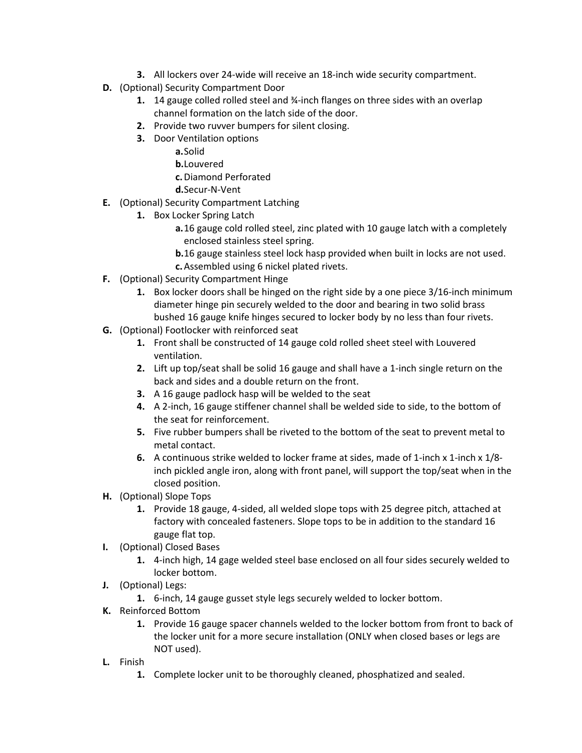3. All lockers over 24-wide will receive an 18-inch wide security compartment.

**D.** (Optional) Security Compartment Door

1. 14 gauge colled rolled steel and ¾-inch flanges on three sides with an overlap channel formation on the latch side of the door.
2. Provide two ruvver bumpers for silent closing.
3. Door Ventilation options
   - **a.** Solid
   - **b.** Louvered
   - **c.** Diamond Perforated
   - **d.** Secur-N-Vent

**E.** (Optional) Security Compartment Latching

1. Box Locker Spring Latch
   - **a.** 16 gauge cold rolled steel, zinc plated with 10 gauge latch with a completely enclosed stainless steel spring.
   - **b.** 16 gauge stainless steel lock hasp provided when built in locks are not used.
   - **c.** Assembled using 6 nickel plated rivets.

**F.** (Optional) Security Compartment Hinge

1. Box locker doors shall be hinged on the right side by a one piece 3/16-inch minimum diameter hinge pin securely welded to the door and bearing in two solid brass bushed 16 gauge knife hinges secured to locker body by no less than four rivets.

**G.** (Optional) Footlocker with reinforced seat

1. Front shall be constructed of 14 gauge cold rolled sheet steel with Louvered ventilation.
2. Lift up top/seat shall be solid 16 gauge and shall have a 1-inch single return on the back and sides and a double return on the front.
3. A 16 gauge padlock hasp will be welded to the seat
4. A 2-inch, 16 gauge stiffener channel shall be welded side to side, to the bottom of the seat for reinforcement.
5. Five rubber bumpers shall be riveted to the bottom of the seat to prevent metal to metal contact.
6. A continuous strike welded to locker frame at sides, made of 1-inch x 1-inch x 1/8-inch pickled angle iron, along with front panel, will support the top/seat when in the closed position.

**H.** (Optional) Slope Tops

1. Provide 18 gauge, 4-sided, all welded slope tops with 25 degree pitch, attached at factory with concealed fasteners. Slope tops to be in addition to the standard 16 gauge flat top.

**I.** (Optional) Closed Bases

1. 4-inch high, 14 gage welded steel base enclosed on all four sides securely welded to locker bottom.

**J.** (Optional) Legs:

1. 6-inch, 14 gauge gusset style legs securely welded to locker bottom.

**K.** Reinforced Bottom

1. Provide 16 gauge spacer channels welded to the locker bottom from front to back of the locker unit for a more secure installation (ONLY when closed bases or legs are NOT used).

**L.** Finish

1. Complete locker unit to be thoroughly cleaned, phosphatized and sealed.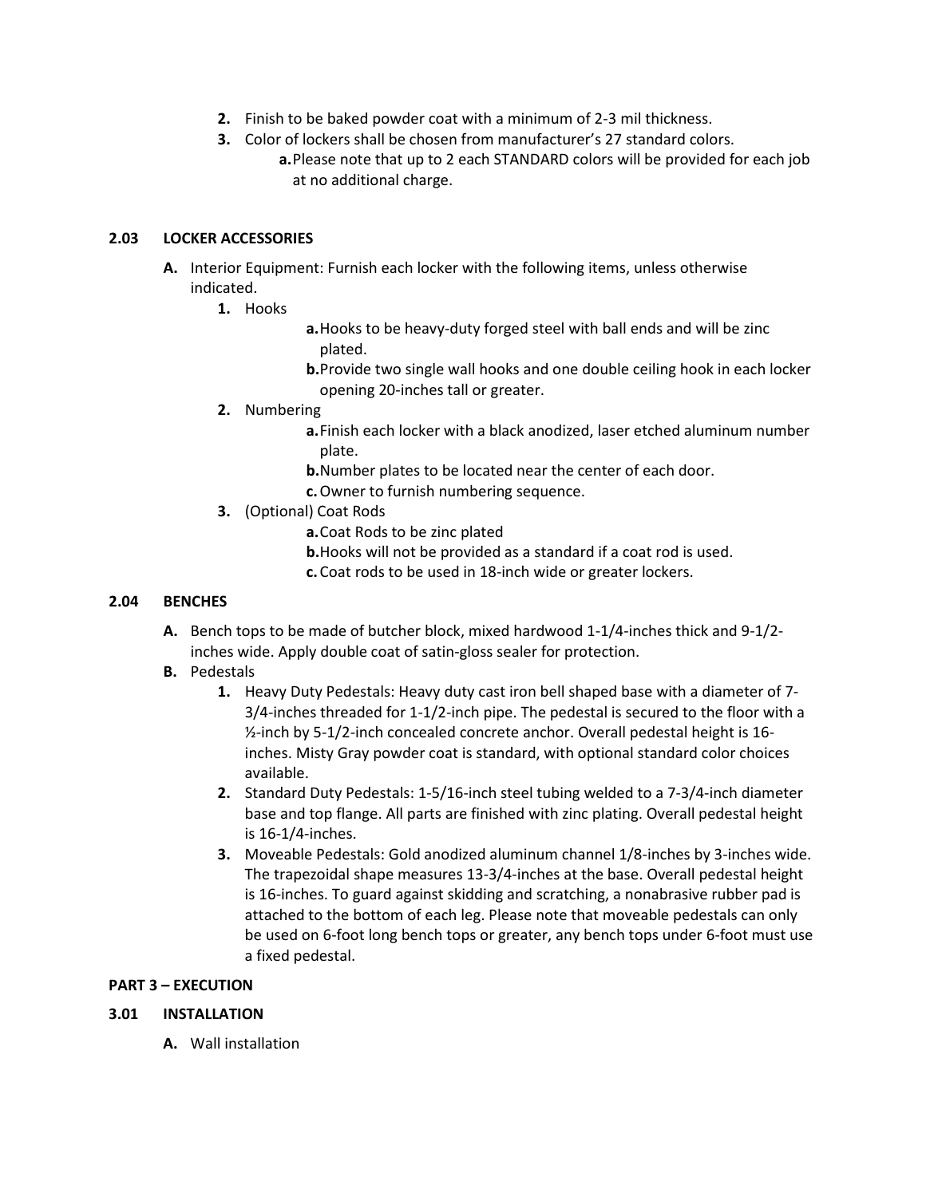2. Finish to be baked powder coat with a minimum of 2-3 mil thickness.
3. Color of lockers shall be chosen from manufacturer's 27 standard colors.
    a. Please note that up to 2 each STANDARD colors will be provided for each job at no additional charge.

### 2.03 LOCKER ACCESSORIES

A. Interior Equipment: Furnish each locker with the following items, unless otherwise indicated.
   1. Hooks
      a. Hooks to be heavy-duty forged steel with ball ends and will be zinc plated.
      b. Provide two single wall hooks and one double ceiling hook in each locker opening 20-inches tall or greater.
   2. Numbering
      a. Finish each locker with a black anodized, laser etched aluminum number plate.
      b. Number plates to be located near the center of each door.
      c. Owner to furnish numbering sequence.
   3. (Optional) Coat Rods
      a. Coat Rods to be zinc plated
      b. Hooks will not be provided as a standard if a coat rod is used.
      c. Coat rods to be used in 18-inch wide or greater lockers.

### 2.04 BENCHES

A. Bench tops to be made of butcher block, mixed hardwood 1-1/4-inches thick and 9-1/2-inches wide. Apply double coat of satin-gloss sealer for protection.

B. Pedestals
   1. Heavy Duty Pedestals: Heavy duty cast iron bell shaped base with a diameter of 7-3/4-inches threaded for 1-1/2-inch pipe. The pedestal is secured to the floor with a ½-inch by 5-1/2-inch concealed concrete anchor. Overall pedestal height is 16-inches. Misty Gray powder coat is standard, with optional standard color choices available.
   2. Standard Duty Pedestals: 1-5/16-inch steel tubing welded to a 7-3/4-inch diameter base and top flange. All parts are finished with zinc plating. Overall pedestal height is 16-1/4-inches.
   3. Moveable Pedestals: Gold anodized aluminum channel 1/8-inches by 3-inches wide. The trapezoidal shape measures 13-3/4-inches at the base. Overall pedestal height is 16-inches. To guard against skidding and scratching, a nonabrasive rubber pad is attached to the bottom of each leg. Please note that moveable pedestals can only be used on 6-foot long bench tops or greater, any bench tops under 6-foot must use a fixed pedestal.

## PART 3 – EXECUTION

### 3.01 INSTALLATION

A. Wall installation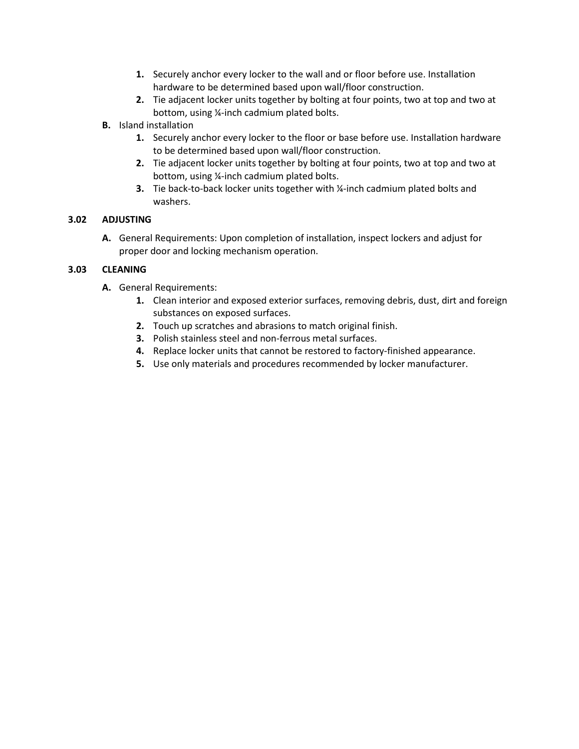1. Securely anchor every locker to the wall and or floor before use. Installation hardware to be determined based upon wall/floor construction.
2. Tie adjacent locker units together by bolting at four points, two at top and two at bottom, using ¼-inch cadmium plated bolts.

**B.** Island installation

1. Securely anchor every locker to the floor or base before use. Installation hardware to be determined based upon wall/floor construction.
2. Tie adjacent locker units together by bolting at four points, two at top and two at bottom, using ¼-inch cadmium plated bolts.
3. Tie back-to-back locker units together with ¼-inch cadmium plated bolts and washers.

### 3.02 ADJUSTING

**A.** General Requirements: Upon completion of installation, inspect lockers and adjust for proper door and locking mechanism operation.

### 3.03 CLEANING

**A.** General Requirements:

1. Clean interior and exposed exterior surfaces, removing debris, dust, dirt and foreign substances on exposed surfaces.
2. Touch up scratches and abrasions to match original finish.
3. Polish stainless steel and non-ferrous metal surfaces.
4. Replace locker units that cannot be restored to factory-finished appearance.
5. Use only materials and procedures recommended by locker manufacturer.